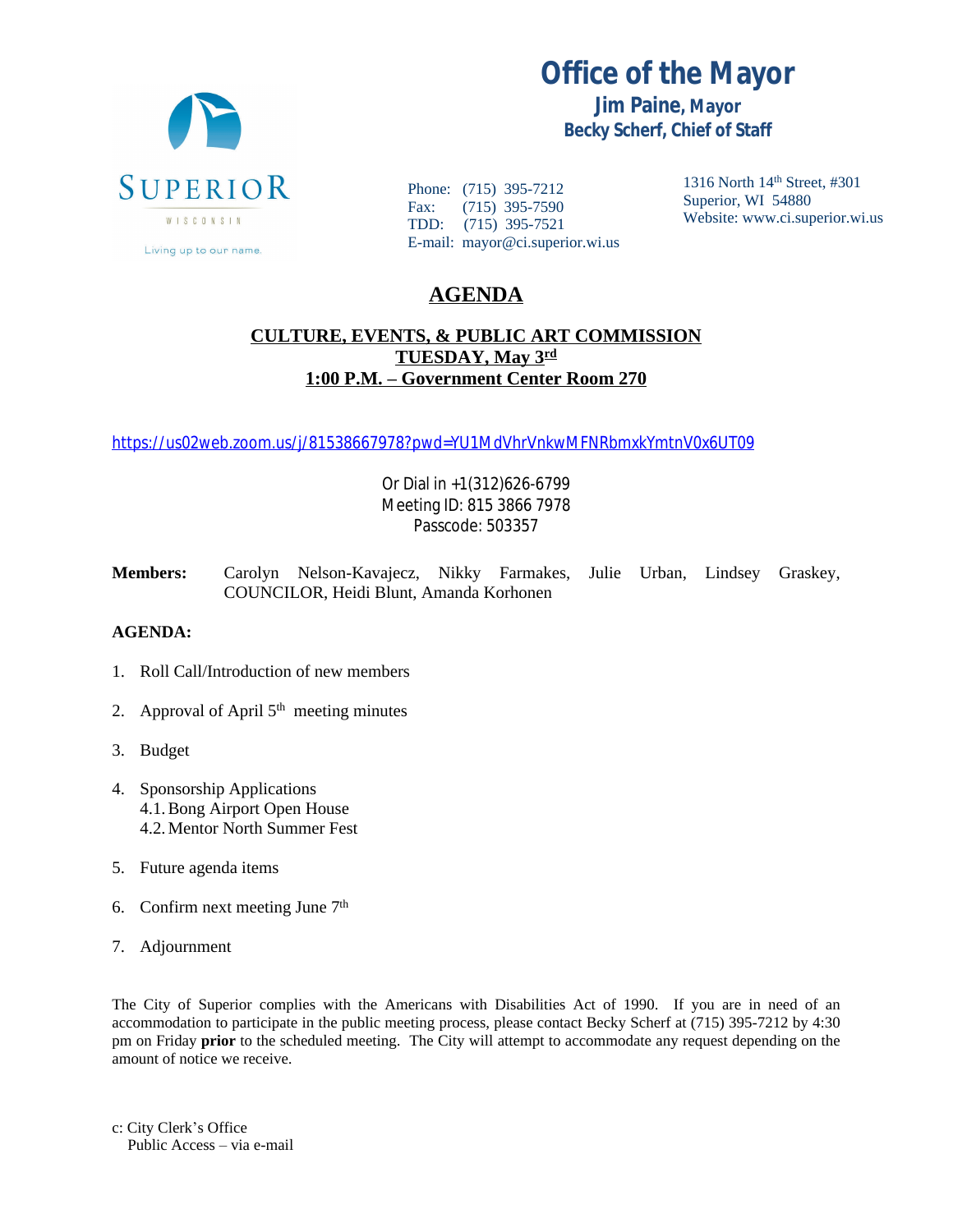# Office of the Mayor

**Jim Paine, Mayor**
**Becky Scherf, Chief of Staff**

SUPERIOR
WISCONSIN
Living up to our name.

Phone: (715) 395-7212
Fax: (715) 395-7590
TDD: (715) 395-7521
E-mail: mayor@ci.superior.wi.us

1316 North 14th Street, #301
Superior, WI 54880
Website: www.ci.superior.wi.us

## AGENDA

**CULTURE, EVENTS, & PUBLIC ART COMMISSION**
**TUESDAY, May 3rd**
**1:00 P.M. – Government Center Room 270**

https://us02web.zoom.us/j/81538667978?pwd=YU1MdVhrVnkwMFNRbmxkYmtnV0x6UT09

Or Dial in +1(312)626-6799
Meeting ID: 815 3866 7978
Passcode: 503357

**Members:** Carolyn Nelson-Kavajecz, Nikky Farmakes, Julie Urban, Lindsey Graskey, COUNCILOR, Heidi Blunt, Amanda Korhonen

**AGENDA:**

1. Roll Call/Introduction of new members
2. Approval of April 5th meeting minutes
3. Budget
4. Sponsorship Applications
   4.1. Bong Airport Open House
   4.2. Mentor North Summer Fest
5. Future agenda items
6. Confirm next meeting June 7th
7. Adjournment

The City of Superior complies with the Americans with Disabilities Act of 1990. If you are in need of an accommodation to participate in the public meeting process, please contact Becky Scherf at (715) 395-7212 by 4:30 pm on Friday **prior** to the scheduled meeting. The City will attempt to accommodate any request depending on the amount of notice we receive.

c: City Clerk's Office
   Public Access – via e-mail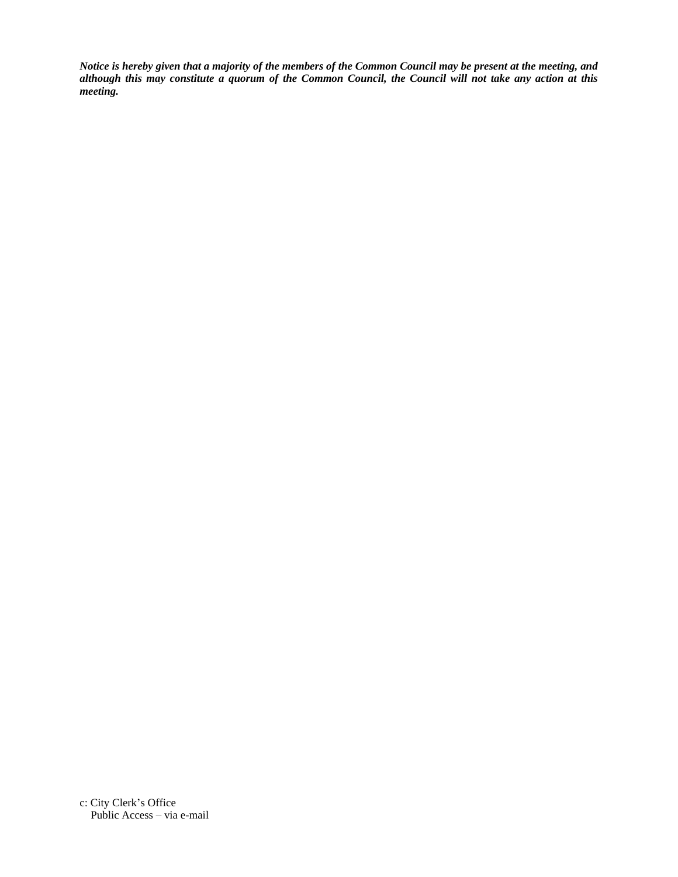***Notice is hereby given that a majority of the members of the Common Council may be present at the meeting, and although this may constitute a quorum of the Common Council, the Council will not take any action at this meeting.***

c: City Clerk's Office
Public Access – via e-mail